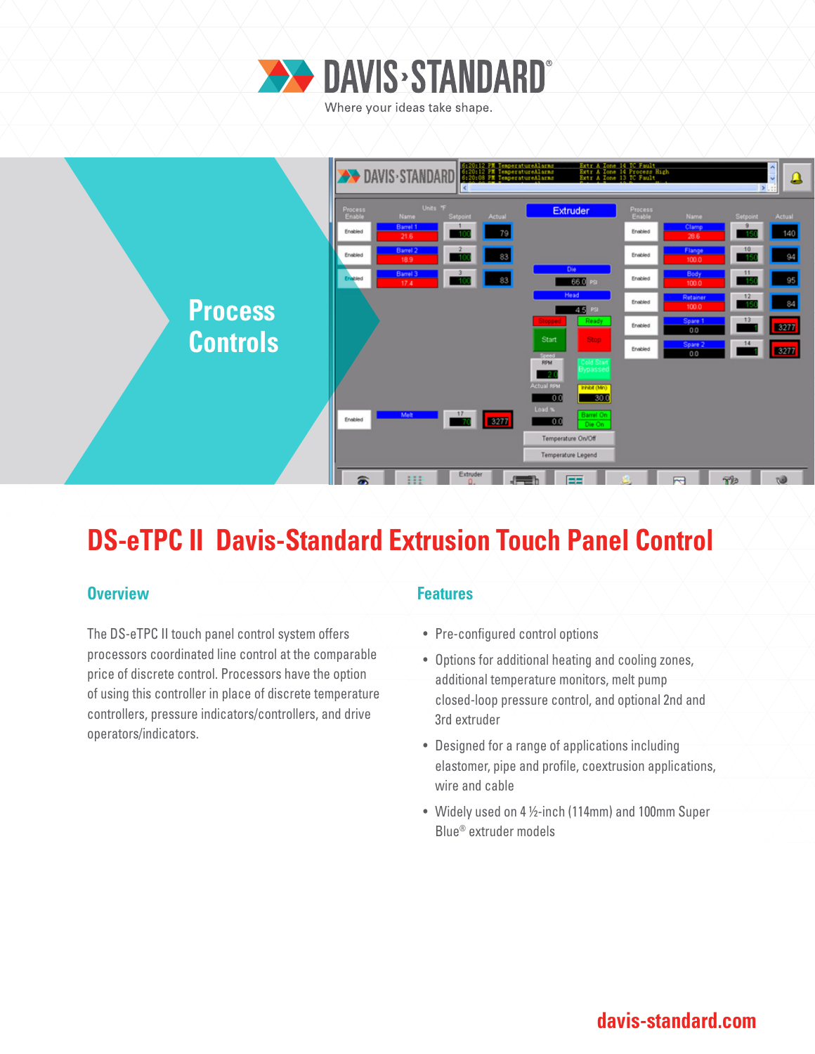# DAVIS-STANDARD

Where your ideas take shape.

## Process Controls

# DS-eTPC II Davis-Standard Extrusion Touch Panel Control

## Overview

The DS-eTPC II touch panel control system offers processors coordinated line control at the comparable price of discrete control. Processors have the option of using this controller in place of discrete temperature controllers, pressure indicators/controllers, and drive operators/indicators.

## Features

- Pre-configured control options
- Options for additional heating and cooling zones, additional temperature monitors, melt pump closed-loop pressure control, and optional 2nd and 3rd extruder
- Designed for a range of applications including elastomer, pipe and profile, coextrusion applications, wire and cable
- Widely used on 4 ½-inch (114mm) and 100mm Super Blue® extruder models

davis-standard.com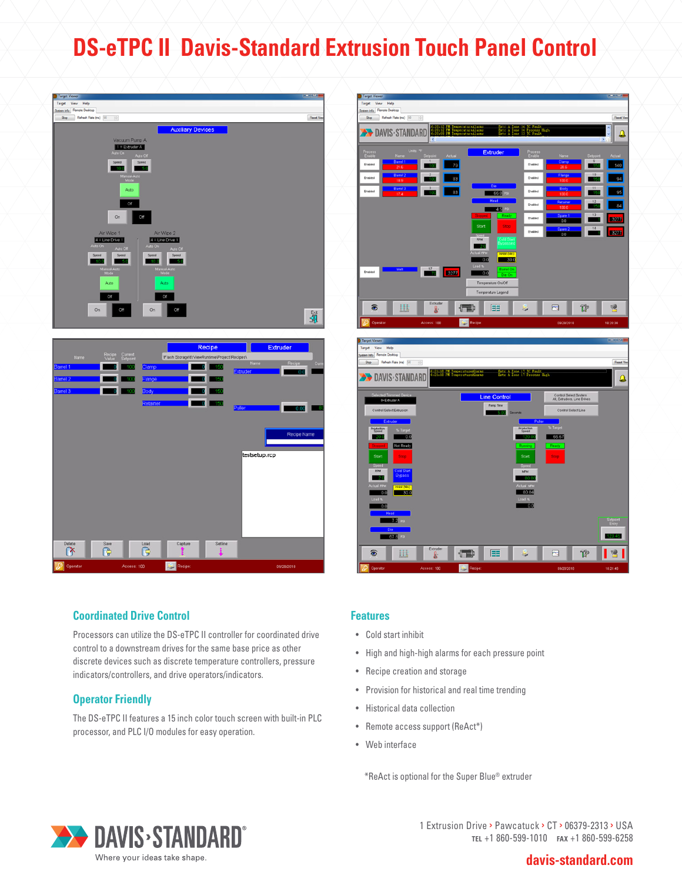# DS-eTPC II Davis-Standard Extrusion Touch Panel Control

## Coordinated Drive Control

Processors can utilize the DS-eTPC II controller for coordinated drive control to a downstream drives for the same base price as other discrete devices such as discrete temperature controllers, pressure indicators/controllers, and drive operators/indicators.

## Operator Friendly

The DS-eTPC II features a 15 inch color touch screen with built-in PLC processor, and PLC I/O modules for easy operation.

## Features

- Cold start inhibit
- High and high-high alarms for each pressure point
- Recipe creation and storage
- Provision for historical and real time trending
- Historical data collection
- Remote access support (ReAct*)
- Web interface

*ReAct is optional for the Super Blue® extruder

DAVIS-STANDARD®
Where your ideas take shape.

1 Extrusion Drive › Pawcatuck › CT › 06379-2313 › USA
TEL +1 860-599-1010 FAX +1 860-599-6258

davis-standard.com